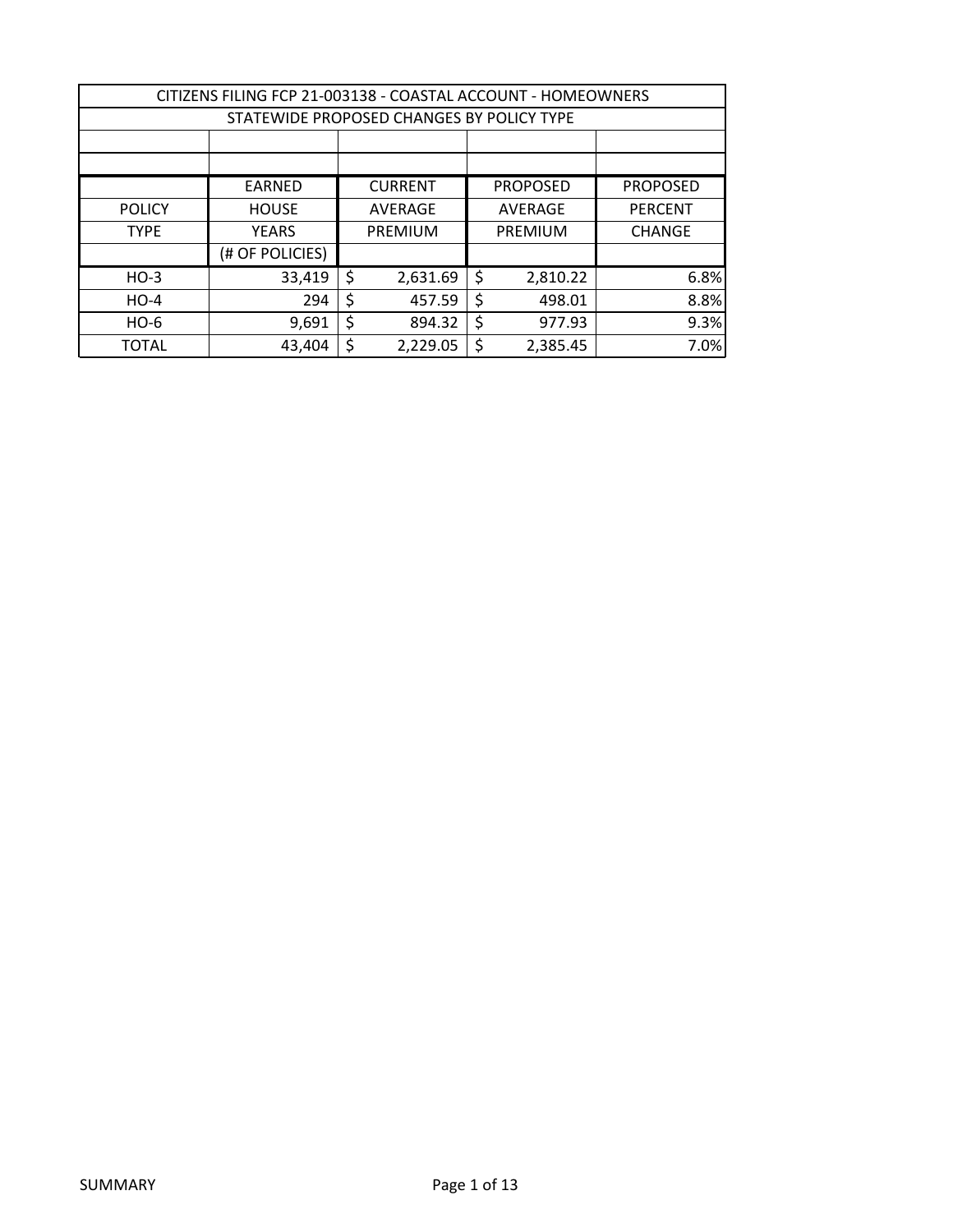| CITIZENS FILING FCP 21-003138 - COASTAL ACCOUNT - HOMEOWNERS | | | | |
|---|---|---|---|---|
| STATEWIDE PROPOSED CHANGES BY POLICY TYPE | | | | |
| | | | | |
| | | | | |
| | EARNED | CURRENT | PROPOSED | PROPOSED |
| POLICY | HOUSE | AVERAGE | AVERAGE | PERCENT |
| TYPE | YEARS | PREMIUM | PREMIUM | CHANGE |
| | (# OF POLICIES) | | | |
| HO-3 | 33,419 | $ 2,631.69 | $ 2,810.22 | 6.8% |
| HO-4 | 294 | $ 457.59 | $ 498.01 | 8.8% |
| HO-6 | 9,691 | $ 894.32 | $ 977.93 | 9.3% |
| TOTAL | 43,404 | $ 2,229.05 | $ 2,385.45 | 7.0% |

SUMMARY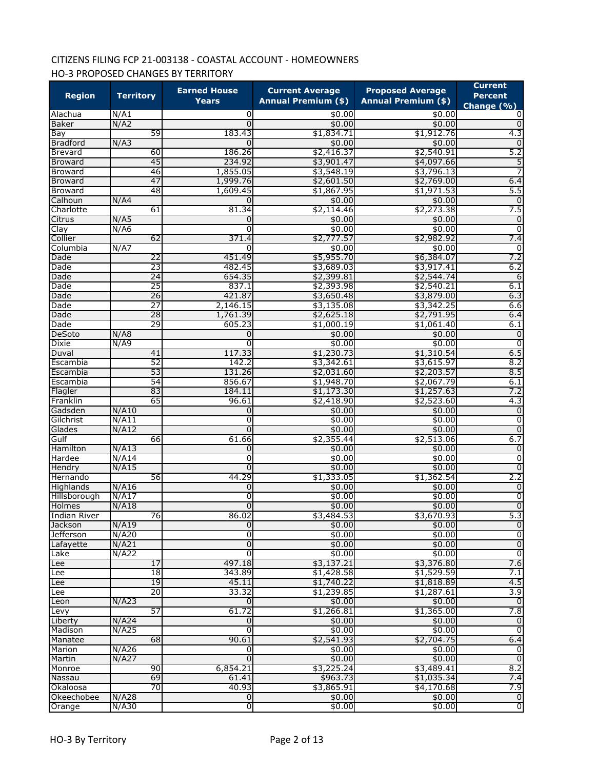CITIZENS FILING FCP 21-003138 - COASTAL ACCOUNT - HOMEOWNERS

HO-3 PROPOSED CHANGES BY TERRITORY

| Region | Territory | Earned House Years | Current Average Annual Premium ($) | Proposed Average Annual Premium ($) | Current Percent Change (%) |
|---|---|---|---|---|---|
| Alachua | N/A1 | 0 | $0.00 | $0.00 | 0 |
| Baker | N/A2 | 0 | $0.00 | $0.00 | 0 |
| Bay | 59 | 183.43 | $1,834.71 | $1,912.76 | 4.3 |
| Bradford | N/A3 | 0 | $0.00 | $0.00 | 0 |
| Brevard | 60 | 186.26 | $2,416.37 | $2,540.91 | 5.2 |
| Broward | 45 | 234.92 | $3,901.47 | $4,097.66 | 5 |
| Broward | 46 | 1,855.05 | $3,548.19 | $3,796.13 | 7 |
| Broward | 47 | 1,999.76 | $2,601.50 | $2,769.00 | 6.4 |
| Broward | 48 | 1,609.45 | $1,867.95 | $1,971.53 | 5.5 |
| Calhoun | N/A4 | 0 | $0.00 | $0.00 | 0 |
| Charlotte | 61 | 81.34 | $2,114.46 | $2,273.38 | 7.5 |
| Citrus | N/A5 | 0 | $0.00 | $0.00 | 0 |
| Clay | N/A6 | 0 | $0.00 | $0.00 | 0 |
| Collier | 62 | 371.4 | $2,777.57 | $2,982.92 | 7.4 |
| Columbia | N/A7 | 0 | $0.00 | $0.00 | 0 |
| Dade | 22 | 451.49 | $5,955.70 | $6,384.07 | 7.2 |
| Dade | 23 | 482.45 | $3,689.03 | $3,917.41 | 6.2 |
| Dade | 24 | 654.35 | $2,399.81 | $2,544.74 | 6 |
| Dade | 25 | 837.1 | $2,393.98 | $2,540.21 | 6.1 |
| Dade | 26 | 421.87 | $3,650.48 | $3,879.00 | 6.3 |
| Dade | 27 | 2,146.15 | $3,135.08 | $3,342.25 | 6.6 |
| Dade | 28 | 1,761.39 | $2,625.18 | $2,791.95 | 6.4 |
| Dade | 29 | 605.23 | $1,000.19 | $1,061.40 | 6.1 |
| DeSoto | N/A8 | 0 | $0.00 | $0.00 | 0 |
| Dixie | N/A9 | 0 | $0.00 | $0.00 | 0 |
| Duval | 41 | 117.33 | $1,230.73 | $1,310.54 | 6.5 |
| Escambia | 52 | 142.2 | $3,342.61 | $3,615.97 | 8.2 |
| Escambia | 53 | 131.26 | $2,031.60 | $2,203.57 | 8.5 |
| Escambia | 54 | 856.67 | $1,948.70 | $2,067.79 | 6.1 |
| Flagler | 83 | 184.11 | $1,173.30 | $1,257.63 | 7.2 |
| Franklin | 65 | 96.61 | $2,418.90 | $2,523.60 | 4.3 |
| Gadsden | N/A10 | 0 | $0.00 | $0.00 | 0 |
| Gilchrist | N/A11 | 0 | $0.00 | $0.00 | 0 |
| Glades | N/A12 | 0 | $0.00 | $0.00 | 0 |
| Gulf | 66 | 61.66 | $2,355.44 | $2,513.06 | 6.7 |
| Hamilton | N/A13 | 0 | $0.00 | $0.00 | 0 |
| Hardee | N/A14 | 0 | $0.00 | $0.00 | 0 |
| Hendry | N/A15 | 0 | $0.00 | $0.00 | 0 |
| Hernando | 56 | 44.29 | $1,333.05 | $1,362.54 | 2.2 |
| Highlands | N/A16 | 0 | $0.00 | $0.00 | 0 |
| Hillsborough | N/A17 | 0 | $0.00 | $0.00 | 0 |
| Holmes | N/A18 | 0 | $0.00 | $0.00 | 0 |
| Indian River | 76 | 86.02 | $3,484.53 | $3,670.93 | 5.3 |
| Jackson | N/A19 | 0 | $0.00 | $0.00 | 0 |
| Jefferson | N/A20 | 0 | $0.00 | $0.00 | 0 |
| Lafayette | N/A21 | 0 | $0.00 | $0.00 | 0 |
| Lake | N/A22 | 0 | $0.00 | $0.00 | 0 |
| Lee | 17 | 497.18 | $3,137.21 | $3,376.80 | 7.6 |
| Lee | 18 | 343.89 | $1,428.58 | $1,529.59 | 7.1 |
| Lee | 19 | 45.11 | $1,740.22 | $1,818.89 | 4.5 |
| Lee | 20 | 33.32 | $1,239.85 | $1,287.61 | 3.9 |
| Leon | N/A23 | 0 | $0.00 | $0.00 | 0 |
| Levy | 57 | 61.72 | $1,266.81 | $1,365.00 | 7.8 |
| Liberty | N/A24 | 0 | $0.00 | $0.00 | 0 |
| Madison | N/A25 | 0 | $0.00 | $0.00 | 0 |
| Manatee | 68 | 90.61 | $2,541.93 | $2,704.75 | 6.4 |
| Marion | N/A26 | 0 | $0.00 | $0.00 | 0 |
| Martin | N/A27 | 0 | $0.00 | $0.00 | 0 |
| Monroe | 90 | 6,854.21 | $3,225.24 | $3,489.41 | 8.2 |
| Nassau | 69 | 61.41 | $963.73 | $1,035.34 | 7.4 |
| Okaloosa | 70 | 40.93 | $3,865.91 | $4,170.68 | 7.9 |
| Okeechobee | N/A28 | 0 | $0.00 | $0.00 | 0 |
| Orange | N/A30 | 0 | $0.00 | $0.00 | 0 |

HO-3 By Territory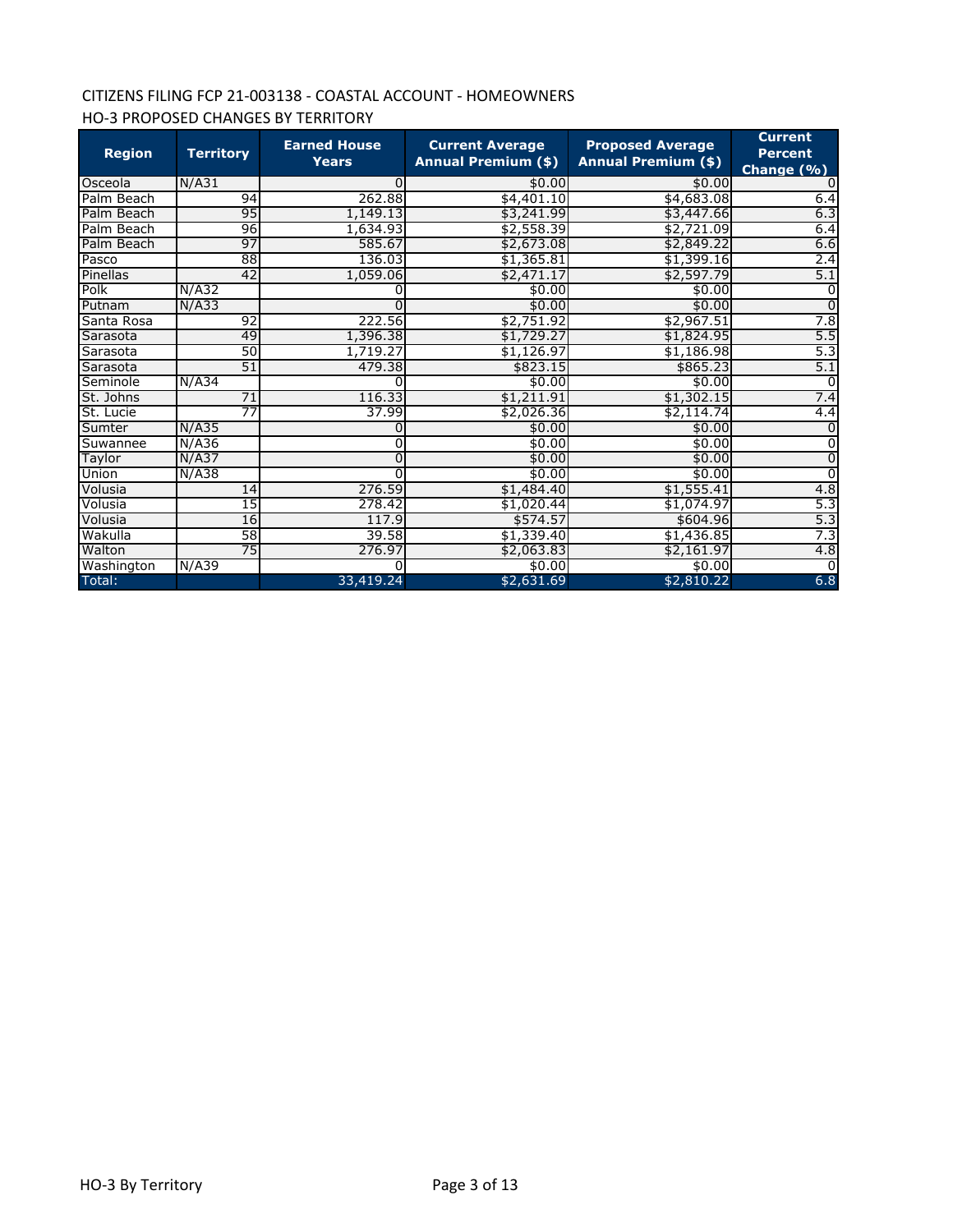CITIZENS FILING FCP 21-003138 - COASTAL ACCOUNT - HOMEOWNERS

HO-3 PROPOSED CHANGES BY TERRITORY

| Region | Territory | Earned House Years | Current Average Annual Premium ($) | Proposed Average Annual Premium ($) | Current Percent Change (%) |
|---|---|---|---|---|---|
| Osceola | N/A31 | 0 | $0.00 | $0.00 | 0 |
| Palm Beach | 94 | 262.88 | $4,401.10 | $4,683.08 | 6.4 |
| Palm Beach | 95 | 1,149.13 | $3,241.99 | $3,447.66 | 6.3 |
| Palm Beach | 96 | 1,634.93 | $2,558.39 | $2,721.09 | 6.4 |
| Palm Beach | 97 | 585.67 | $2,673.08 | $2,849.22 | 6.6 |
| Pasco | 88 | 136.03 | $1,365.81 | $1,399.16 | 2.4 |
| Pinellas | 42 | 1,059.06 | $2,471.17 | $2,597.79 | 5.1 |
| Polk | N/A32 | 0 | $0.00 | $0.00 | 0 |
| Putnam | N/A33 | 0 | $0.00 | $0.00 | 0 |
| Santa Rosa | 92 | 222.56 | $2,751.92 | $2,967.51 | 7.8 |
| Sarasota | 49 | 1,396.38 | $1,729.27 | $1,824.95 | 5.5 |
| Sarasota | 50 | 1,719.27 | $1,126.97 | $1,186.98 | 5.3 |
| Sarasota | 51 | 479.38 | $823.15 | $865.23 | 5.1 |
| Seminole | N/A34 | 0 | $0.00 | $0.00 | 0 |
| St. Johns | 71 | 116.33 | $1,211.91 | $1,302.15 | 7.4 |
| St. Lucie | 77 | 37.99 | $2,026.36 | $2,114.74 | 4.4 |
| Sumter | N/A35 | 0 | $0.00 | $0.00 | 0 |
| Suwannee | N/A36 | 0 | $0.00 | $0.00 | 0 |
| Taylor | N/A37 | 0 | $0.00 | $0.00 | 0 |
| Union | N/A38 | 0 | $0.00 | $0.00 | 0 |
| Volusia | 14 | 276.59 | $1,484.40 | $1,555.41 | 4.8 |
| Volusia | 15 | 278.42 | $1,020.44 | $1,074.97 | 5.3 |
| Volusia | 16 | 117.9 | $574.57 | $604.96 | 5.3 |
| Wakulla | 58 | 39.58 | $1,339.40 | $1,436.85 | 7.3 |
| Walton | 75 | 276.97 | $2,063.83 | $2,161.97 | 4.8 |
| Washington | N/A39 | 0 | $0.00 | $0.00 | 0 |
| Total: | | 33,419.24 | $2,631.69 | $2,810.22 | 6.8 |

HO-3 By Territory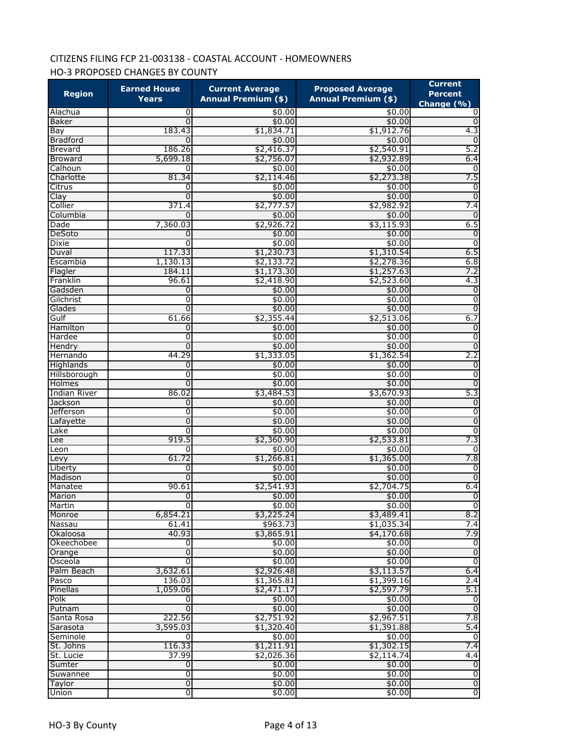CITIZENS FILING FCP 21-003138 - COASTAL ACCOUNT - HOMEOWNERS

HO-3 PROPOSED CHANGES BY COUNTY

| Region | Earned House Years | Current Average Annual Premium ($) | Proposed Average Annual Premium ($) | Current Percent Change (%) |
|---|---|---|---|---|
| Alachua | 0 | $0.00 | $0.00 | 0 |
| Baker | 0 | $0.00 | $0.00 | 0 |
| Bay | 183.43 | $1,834.71 | $1,912.76 | 4.3 |
| Bradford | 0 | $0.00 | $0.00 | 0 |
| Brevard | 186.26 | $2,416.37 | $2,540.91 | 5.2 |
| Broward | 5,699.18 | $2,756.07 | $2,932.89 | 6.4 |
| Calhoun | 0 | $0.00 | $0.00 | 0 |
| Charlotte | 81.34 | $2,114.46 | $2,273.38 | 7.5 |
| Citrus | 0 | $0.00 | $0.00 | 0 |
| Clay | 0 | $0.00 | $0.00 | 0 |
| Collier | 371.4 | $2,777.57 | $2,982.92 | 7.4 |
| Columbia | 0 | $0.00 | $0.00 | 0 |
| Dade | 7,360.03 | $2,926.72 | $3,115.93 | 6.5 |
| DeSoto | 0 | $0.00 | $0.00 | 0 |
| Dixie | 0 | $0.00 | $0.00 | 0 |
| Duval | 117.33 | $1,230.73 | $1,310.54 | 6.5 |
| Escambia | 1,130.13 | $2,133.72 | $2,278.36 | 6.8 |
| Flagler | 184.11 | $1,173.30 | $1,257.63 | 7.2 |
| Franklin | 96.61 | $2,418.90 | $2,523.60 | 4.3 |
| Gadsden | 0 | $0.00 | $0.00 | 0 |
| Gilchrist | 0 | $0.00 | $0.00 | 0 |
| Glades | 0 | $0.00 | $0.00 | 0 |
| Gulf | 61.66 | $2,355.44 | $2,513.06 | 6.7 |
| Hamilton | 0 | $0.00 | $0.00 | 0 |
| Hardee | 0 | $0.00 | $0.00 | 0 |
| Hendry | 0 | $0.00 | $0.00 | 0 |
| Hernando | 44.29 | $1,333.05 | $1,362.54 | 2.2 |
| Highlands | 0 | $0.00 | $0.00 | 0 |
| Hillsborough | 0 | $0.00 | $0.00 | 0 |
| Holmes | 0 | $0.00 | $0.00 | 0 |
| Indian River | 86.02 | $3,484.53 | $3,670.93 | 5.3 |
| Jackson | 0 | $0.00 | $0.00 | 0 |
| Jefferson | 0 | $0.00 | $0.00 | 0 |
| Lafayette | 0 | $0.00 | $0.00 | 0 |
| Lake | 0 | $0.00 | $0.00 | 0 |
| Lee | 919.5 | $2,360.90 | $2,533.81 | 7.3 |
| Leon | 0 | $0.00 | $0.00 | 0 |
| Levy | 61.72 | $1,266.81 | $1,365.00 | 7.8 |
| Liberty | 0 | $0.00 | $0.00 | 0 |
| Madison | 0 | $0.00 | $0.00 | 0 |
| Manatee | 90.61 | $2,541.93 | $2,704.75 | 6.4 |
| Marion | 0 | $0.00 | $0.00 | 0 |
| Martin | 0 | $0.00 | $0.00 | 0 |
| Monroe | 6,854.21 | $3,225.24 | $3,489.41 | 8.2 |
| Nassau | 61.41 | $963.73 | $1,035.34 | 7.4 |
| Okaloosa | 40.93 | $3,865.91 | $4,170.68 | 7.9 |
| Okeechobee | 0 | $0.00 | $0.00 | 0 |
| Orange | 0 | $0.00 | $0.00 | 0 |
| Osceola | 0 | $0.00 | $0.00 | 0 |
| Palm Beach | 3,632.61 | $2,926.48 | $3,113.57 | 6.4 |
| Pasco | 136.03 | $1,365.81 | $1,399.16 | 2.4 |
| Pinellas | 1,059.06 | $2,471.17 | $2,597.79 | 5.1 |
| Polk | 0 | $0.00 | $0.00 | 0 |
| Putnam | 0 | $0.00 | $0.00 | 0 |
| Santa Rosa | 222.56 | $2,751.92 | $2,967.51 | 7.8 |
| Sarasota | 3,595.03 | $1,320.40 | $1,391.88 | 5.4 |
| Seminole | 0 | $0.00 | $0.00 | 0 |
| St. Johns | 116.33 | $1,211.91 | $1,302.15 | 7.4 |
| St. Lucie | 37.99 | $2,026.36 | $2,114.74 | 4.4 |
| Sumter | 0 | $0.00 | $0.00 | 0 |
| Suwannee | 0 | $0.00 | $0.00 | 0 |
| Taylor | 0 | $0.00 | $0.00 | 0 |
| Union | 0 | $0.00 | $0.00 | 0 |

HO-3 By County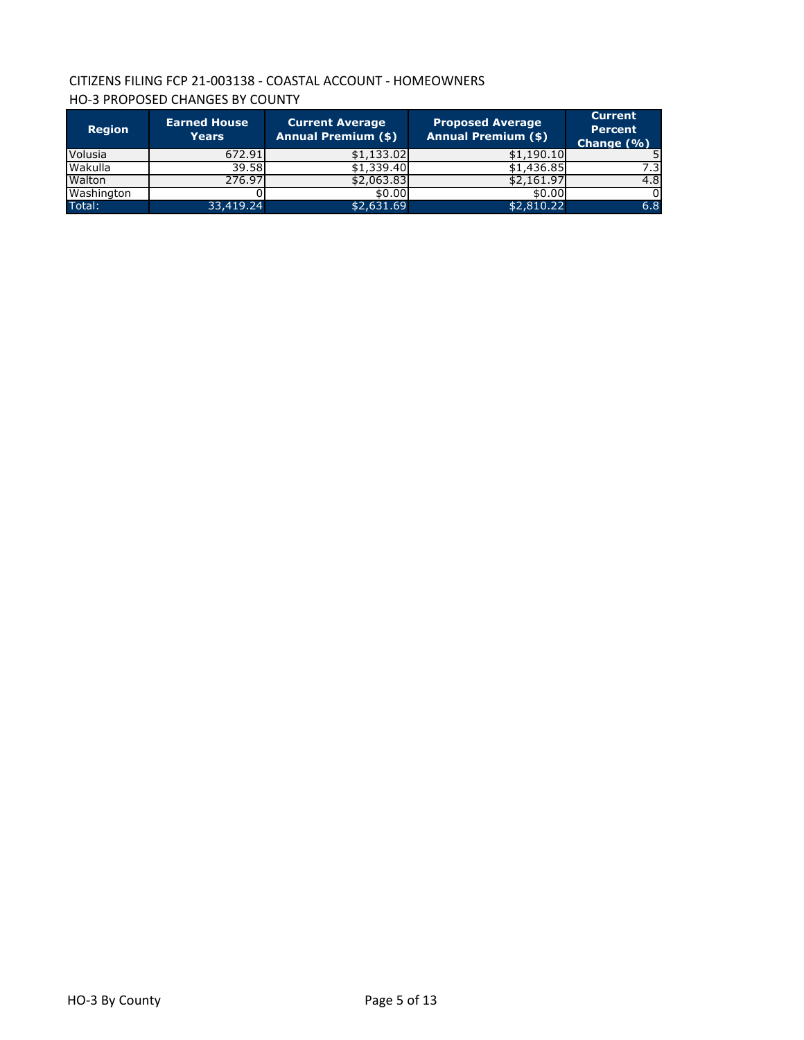CITIZENS FILING FCP 21-003138 - COASTAL ACCOUNT - HOMEOWNERS

HO-3 PROPOSED CHANGES BY COUNTY

| Region | Earned House Years | Current Average Annual Premium ($) | Proposed Average Annual Premium ($) | Current Percent Change (%) |
|---|---|---|---|---|
| Volusia | 672.91 | $1,133.02 | $1,190.10 | 5 |
| Wakulla | 39.58 | $1,339.40 | $1,436.85 | 7.3 |
| Walton | 276.97 | $2,063.83 | $2,161.97 | 4.8 |
| Washington | 0 | $0.00 | $0.00 | 0 |
| Total: | 33,419.24 | $2,631.69 | $2,810.22 | 6.8 |

HO-3 By County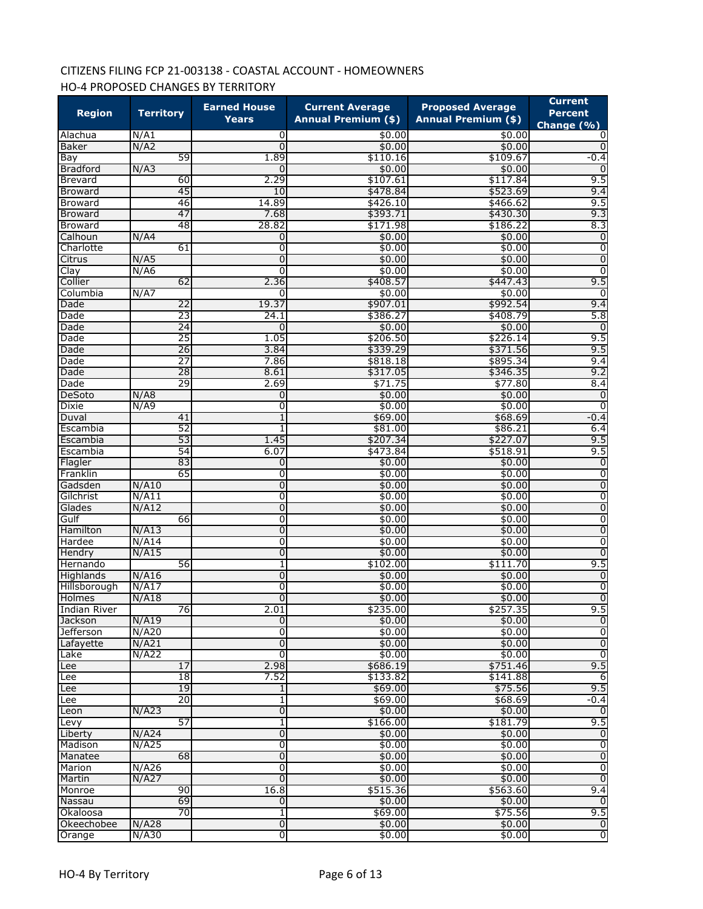CITIZENS FILING FCP 21-003138 - COASTAL ACCOUNT - HOMEOWNERS

HO-4 PROPOSED CHANGES BY TERRITORY

| Region | Territory | Earned House Years | Current Average Annual Premium ($) | Proposed Average Annual Premium ($) | Current Percent Change (%) |
|---|---|---|---|---|---|
| Alachua | N/A1 | 0 | $0.00 | $0.00 | 0 |
| Baker | N/A2 | 0 | $0.00 | $0.00 | 0 |
| Bay | 59 | 1.89 | $110.16 | $109.67 | -0.4 |
| Bradford | N/A3 | 0 | $0.00 | $0.00 | 0 |
| Brevard | 60 | 2.29 | $107.61 | $117.84 | 9.5 |
| Broward | 45 | 10 | $478.84 | $523.69 | 9.4 |
| Broward | 46 | 14.89 | $426.10 | $466.62 | 9.5 |
| Broward | 47 | 7.68 | $393.71 | $430.30 | 9.3 |
| Broward | 48 | 28.82 | $171.98 | $186.22 | 8.3 |
| Calhoun | N/A4 | 0 | $0.00 | $0.00 | 0 |
| Charlotte | 61 | 0 | $0.00 | $0.00 | 0 |
| Citrus | N/A5 | 0 | $0.00 | $0.00 | 0 |
| Clay | N/A6 | 0 | $0.00 | $0.00 | 0 |
| Collier | 62 | 2.36 | $408.57 | $447.43 | 9.5 |
| Columbia | N/A7 | 0 | $0.00 | $0.00 | 0 |
| Dade | 22 | 19.37 | $907.01 | $992.54 | 9.4 |
| Dade | 23 | 24.1 | $386.27 | $408.79 | 5.8 |
| Dade | 24 | 0 | $0.00 | $0.00 | 0 |
| Dade | 25 | 1.05 | $206.50 | $226.14 | 9.5 |
| Dade | 26 | 3.84 | $339.29 | $371.56 | 9.5 |
| Dade | 27 | 7.86 | $818.18 | $895.34 | 9.4 |
| Dade | 28 | 8.61 | $317.05 | $346.35 | 9.2 |
| Dade | 29 | 2.69 | $71.75 | $77.80 | 8.4 |
| DeSoto | N/A8 | 0 | $0.00 | $0.00 | 0 |
| Dixie | N/A9 | 0 | $0.00 | $0.00 | 0 |
| Duval | 41 | 1 | $69.00 | $68.69 | -0.4 |
| Escambia | 52 | 1 | $81.00 | $86.21 | 6.4 |
| Escambia | 53 | 1.45 | $207.34 | $227.07 | 9.5 |
| Escambia | 54 | 6.07 | $473.84 | $518.91 | 9.5 |
| Flagler | 83 | 0 | $0.00 | $0.00 | 0 |
| Franklin | 65 | 0 | $0.00 | $0.00 | 0 |
| Gadsden | N/A10 | 0 | $0.00 | $0.00 | 0 |
| Gilchrist | N/A11 | 0 | $0.00 | $0.00 | 0 |
| Glades | N/A12 | 0 | $0.00 | $0.00 | 0 |
| Gulf | 66 | 0 | $0.00 | $0.00 | 0 |
| Hamilton | N/A13 | 0 | $0.00 | $0.00 | 0 |
| Hardee | N/A14 | 0 | $0.00 | $0.00 | 0 |
| Hendry | N/A15 | 0 | $0.00 | $0.00 | 0 |
| Hernando | 56 | 1 | $102.00 | $111.70 | 9.5 |
| Highlands | N/A16 | 0 | $0.00 | $0.00 | 0 |
| Hillsborough | N/A17 | 0 | $0.00 | $0.00 | 0 |
| Holmes | N/A18 | 0 | $0.00 | $0.00 | 0 |
| Indian River | 76 | 2.01 | $235.00 | $257.35 | 9.5 |
| Jackson | N/A19 | 0 | $0.00 | $0.00 | 0 |
| Jefferson | N/A20 | 0 | $0.00 | $0.00 | 0 |
| Lafayette | N/A21 | 0 | $0.00 | $0.00 | 0 |
| Lake | N/A22 | 0 | $0.00 | $0.00 | 0 |
| Lee | 17 | 2.98 | $686.19 | $751.46 | 9.5 |
| Lee | 18 | 7.52 | $133.82 | $141.88 | 6 |
| Lee | 19 | 1 | $69.00 | $75.56 | 9.5 |
| Lee | 20 | 1 | $69.00 | $68.69 | -0.4 |
| Leon | N/A23 | 0 | $0.00 | $0.00 | 0 |
| Levy | 57 | 1 | $166.00 | $181.79 | 9.5 |
| Liberty | N/A24 | 0 | $0.00 | $0.00 | 0 |
| Madison | N/A25 | 0 | $0.00 | $0.00 | 0 |
| Manatee | 68 | 0 | $0.00 | $0.00 | 0 |
| Marion | N/A26 | 0 | $0.00 | $0.00 | 0 |
| Martin | N/A27 | 0 | $0.00 | $0.00 | 0 |
| Monroe | 90 | 16.8 | $515.36 | $563.60 | 9.4 |
| Nassau | 69 | 0 | $0.00 | $0.00 | 0 |
| Okaloosa | 70 | 1 | $69.00 | $75.56 | 9.5 |
| Okeechobee | N/A28 | 0 | $0.00 | $0.00 | 0 |
| Orange | N/A30 | 0 | $0.00 | $0.00 | 0 |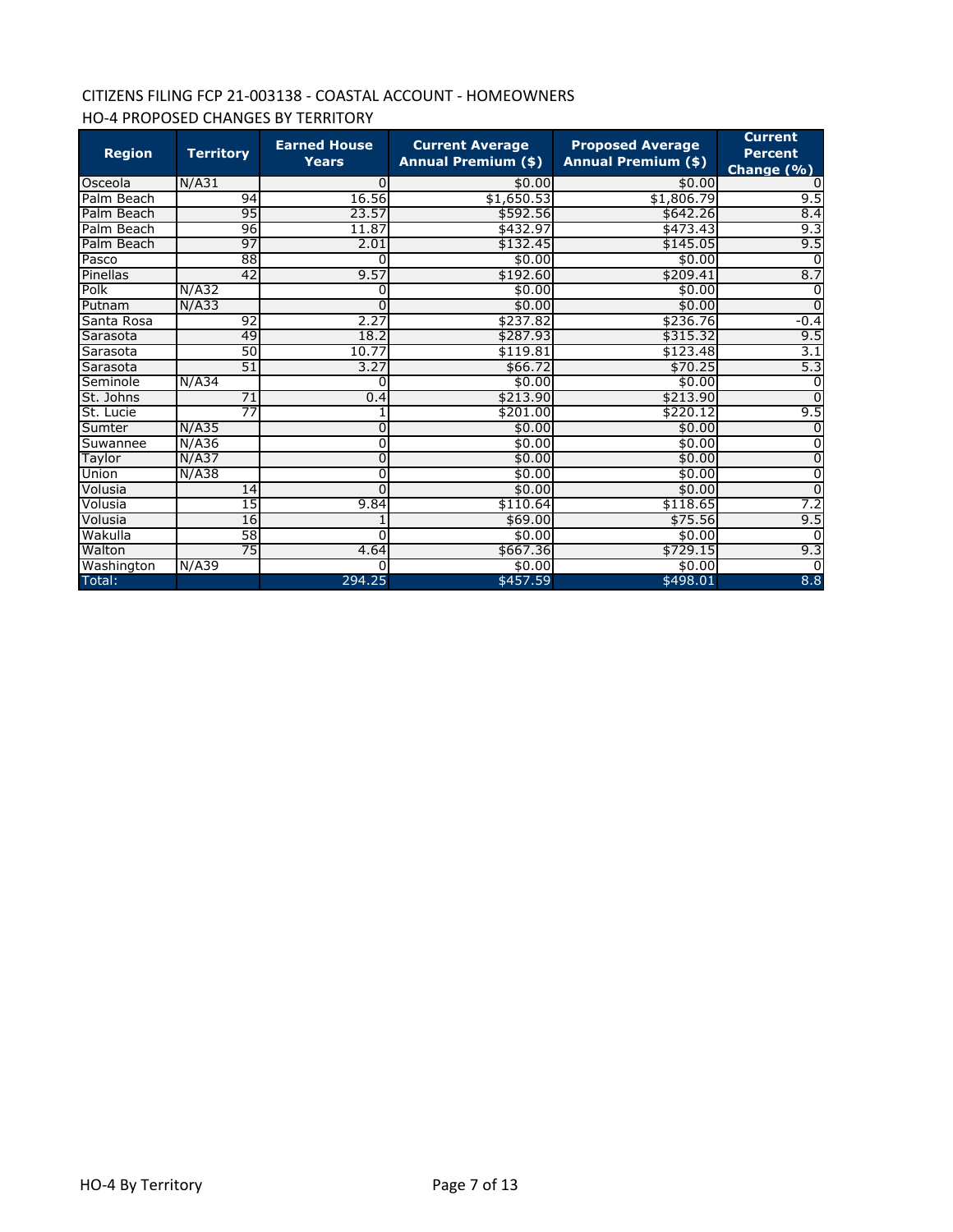CITIZENS FILING FCP 21-003138 - COASTAL ACCOUNT - HOMEOWNERS

HO-4 PROPOSED CHANGES BY TERRITORY

| Region | Territory | Earned House Years | Current Average Annual Premium ($) | Proposed Average Annual Premium ($) | Current Percent Change (%) |
|---|---|---|---|---|---|
| Osceola | N/A31 | 0 | $0.00 | $0.00 | 0 |
| Palm Beach | 94 | 16.56 | $1,650.53 | $1,806.79 | 9.5 |
| Palm Beach | 95 | 23.57 | $592.56 | $642.26 | 8.4 |
| Palm Beach | 96 | 11.87 | $432.97 | $473.43 | 9.3 |
| Palm Beach | 97 | 2.01 | $132.45 | $145.05 | 9.5 |
| Pasco | 88 | 0 | $0.00 | $0.00 | 0 |
| Pinellas | 42 | 9.57 | $192.60 | $209.41 | 8.7 |
| Polk | N/A32 | 0 | $0.00 | $0.00 | 0 |
| Putnam | N/A33 | 0 | $0.00 | $0.00 | 0 |
| Santa Rosa | 92 | 2.27 | $237.82 | $236.76 | -0.4 |
| Sarasota | 49 | 18.2 | $287.93 | $315.32 | 9.5 |
| Sarasota | 50 | 10.77 | $119.81 | $123.48 | 3.1 |
| Sarasota | 51 | 3.27 | $66.72 | $70.25 | 5.3 |
| Seminole | N/A34 | 0 | $0.00 | $0.00 | 0 |
| St. Johns | 71 | 0.4 | $213.90 | $213.90 | 0 |
| St. Lucie | 77 | 1 | $201.00 | $220.12 | 9.5 |
| Sumter | N/A35 | 0 | $0.00 | $0.00 | 0 |
| Suwannee | N/A36 | 0 | $0.00 | $0.00 | 0 |
| Taylor | N/A37 | 0 | $0.00 | $0.00 | 0 |
| Union | N/A38 | 0 | $0.00 | $0.00 | 0 |
| Volusia | 14 | 0 | $0.00 | $0.00 | 0 |
| Volusia | 15 | 9.84 | $110.64 | $118.65 | 7.2 |
| Volusia | 16 | 1 | $69.00 | $75.56 | 9.5 |
| Wakulla | 58 | 0 | $0.00 | $0.00 | 0 |
| Walton | 75 | 4.64 | $667.36 | $729.15 | 9.3 |
| Washington | N/A39 | 0 | $0.00 | $0.00 | 0 |
| Total: | | 294.25 | $457.59 | $498.01 | 8.8 |

HO-4 By Territory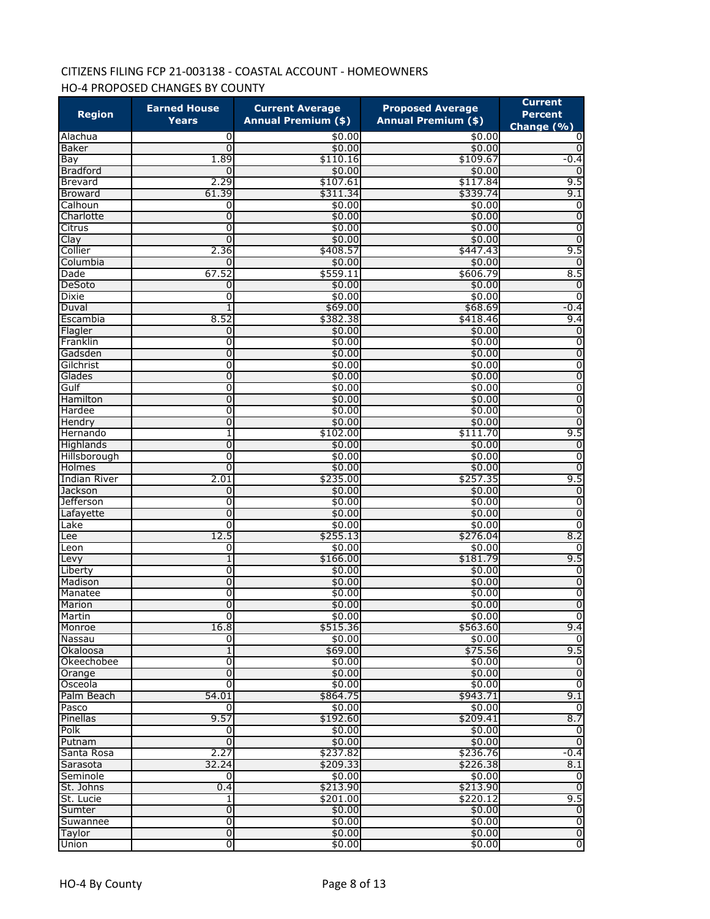CITIZENS FILING FCP 21-003138 - COASTAL ACCOUNT - HOMEOWNERS

HO-4 PROPOSED CHANGES BY COUNTY

| Region | Earned House Years | Current Average Annual Premium ($) | Proposed Average Annual Premium ($) | Current Percent Change (%) |
|---|---|---|---|---|
| Alachua | 0 | $0.00 | $0.00 | 0 |
| Baker | 0 | $0.00 | $0.00 | 0 |
| Bay | 1.89 | $110.16 | $109.67 | -0.4 |
| Bradford | 0 | $0.00 | $0.00 | 0 |
| Brevard | 2.29 | $107.61 | $117.84 | 9.5 |
| Broward | 61.39 | $311.34 | $339.74 | 9.1 |
| Calhoun | 0 | $0.00 | $0.00 | 0 |
| Charlotte | 0 | $0.00 | $0.00 | 0 |
| Citrus | 0 | $0.00 | $0.00 | 0 |
| Clay | 0 | $0.00 | $0.00 | 0 |
| Collier | 2.36 | $408.57 | $447.43 | 9.5 |
| Columbia | 0 | $0.00 | $0.00 | 0 |
| Dade | 67.52 | $559.11 | $606.79 | 8.5 |
| DeSoto | 0 | $0.00 | $0.00 | 0 |
| Dixie | 0 | $0.00 | $0.00 | 0 |
| Duval | 1 | $69.00 | $68.69 | -0.4 |
| Escambia | 8.52 | $382.38 | $418.46 | 9.4 |
| Flagler | 0 | $0.00 | $0.00 | 0 |
| Franklin | 0 | $0.00 | $0.00 | 0 |
| Gadsden | 0 | $0.00 | $0.00 | 0 |
| Gilchrist | 0 | $0.00 | $0.00 | 0 |
| Glades | 0 | $0.00 | $0.00 | 0 |
| Gulf | 0 | $0.00 | $0.00 | 0 |
| Hamilton | 0 | $0.00 | $0.00 | 0 |
| Hardee | 0 | $0.00 | $0.00 | 0 |
| Hendry | 0 | $0.00 | $0.00 | 0 |
| Hernando | 1 | $102.00 | $111.70 | 9.5 |
| Highlands | 0 | $0.00 | $0.00 | 0 |
| Hillsborough | 0 | $0.00 | $0.00 | 0 |
| Holmes | 0 | $0.00 | $0.00 | 0 |
| Indian River | 2.01 | $235.00 | $257.35 | 9.5 |
| Jackson | 0 | $0.00 | $0.00 | 0 |
| Jefferson | 0 | $0.00 | $0.00 | 0 |
| Lafayette | 0 | $0.00 | $0.00 | 0 |
| Lake | 0 | $0.00 | $0.00 | 0 |
| Lee | 12.5 | $255.13 | $276.04 | 8.2 |
| Leon | 0 | $0.00 | $0.00 | 0 |
| Levy | 1 | $166.00 | $181.79 | 9.5 |
| Liberty | 0 | $0.00 | $0.00 | 0 |
| Madison | 0 | $0.00 | $0.00 | 0 |
| Manatee | 0 | $0.00 | $0.00 | 0 |
| Marion | 0 | $0.00 | $0.00 | 0 |
| Martin | 0 | $0.00 | $0.00 | 0 |
| Monroe | 16.8 | $515.36 | $563.60 | 9.4 |
| Nassau | 0 | $0.00 | $0.00 | 0 |
| Okaloosa | 1 | $69.00 | $75.56 | 9.5 |
| Okeechobee | 0 | $0.00 | $0.00 | 0 |
| Orange | 0 | $0.00 | $0.00 | 0 |
| Osceola | 0 | $0.00 | $0.00 | 0 |
| Palm Beach | 54.01 | $864.75 | $943.71 | 9.1 |
| Pasco | 0 | $0.00 | $0.00 | 0 |
| Pinellas | 9.57 | $192.60 | $209.41 | 8.7 |
| Polk | 0 | $0.00 | $0.00 | 0 |
| Putnam | 0 | $0.00 | $0.00 | 0 |
| Santa Rosa | 2.27 | $237.82 | $236.76 | -0.4 |
| Sarasota | 32.24 | $209.33 | $226.38 | 8.1 |
| Seminole | 0 | $0.00 | $0.00 | 0 |
| St. Johns | 0.4 | $213.90 | $213.90 | 0 |
| St. Lucie | 1 | $201.00 | $220.12 | 9.5 |
| Sumter | 0 | $0.00 | $0.00 | 0 |
| Suwannee | 0 | $0.00 | $0.00 | 0 |
| Taylor | 0 | $0.00 | $0.00 | 0 |
| Union | 0 | $0.00 | $0.00 | 0 |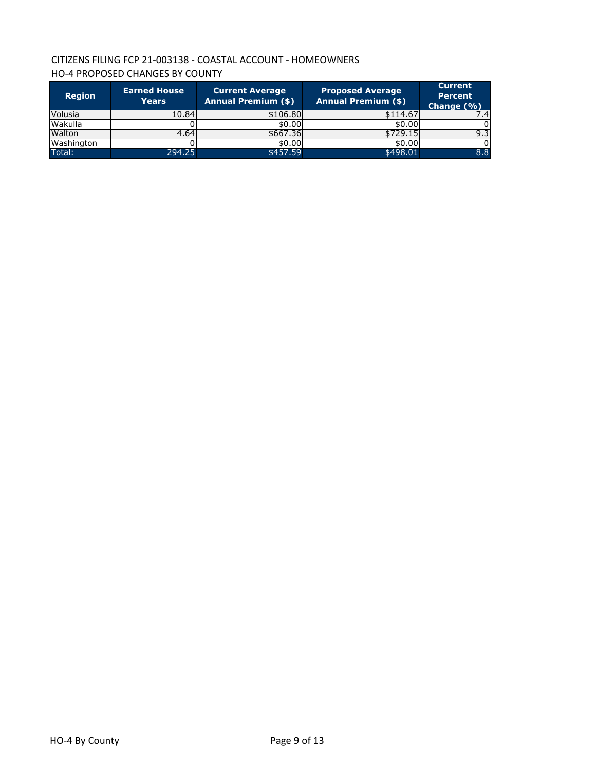CITIZENS FILING FCP 21-003138 - COASTAL ACCOUNT - HOMEOWNERS

HO-4 PROPOSED CHANGES BY COUNTY

| Region | Earned House Years | Current Average Annual Premium ($) | Proposed Average Annual Premium ($) | Current Percent Change (%) |
|---|---|---|---|---|
| Volusia | 10.84 | $106.80 | $114.67 | 7.4 |
| Wakulla | 0 | $0.00 | $0.00 | 0 |
| Walton | 4.64 | $667.36 | $729.15 | 9.3 |
| Washington | 0 | $0.00 | $0.00 | 0 |
| Total: | 294.25 | $457.59 | $498.01 | 8.8 |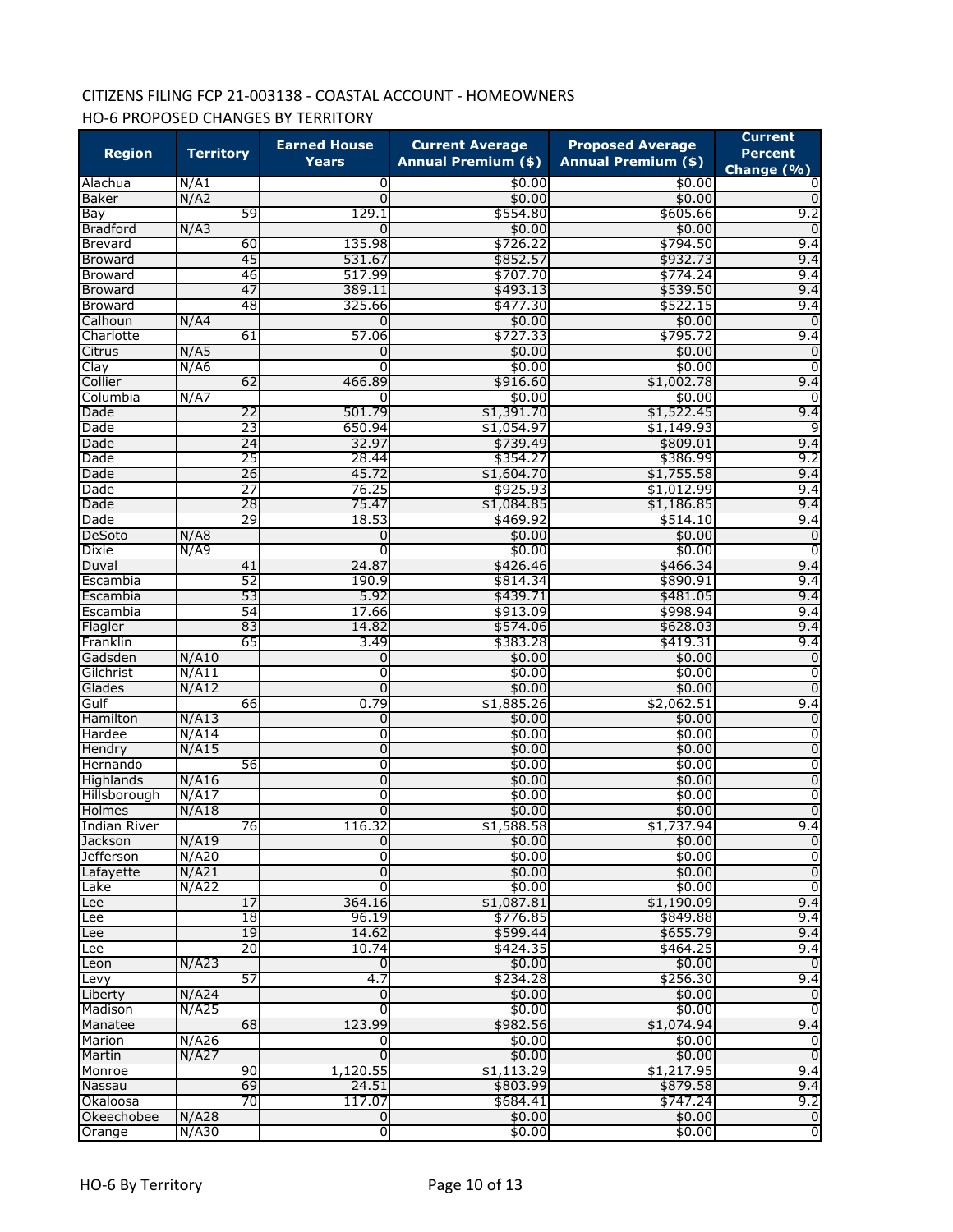CITIZENS FILING FCP 21-003138 - COASTAL ACCOUNT - HOMEOWNERS

HO-6 PROPOSED CHANGES BY TERRITORY

| Region | Territory | Earned House Years | Current Average Annual Premium ($) | Proposed Average Annual Premium ($) | Current Percent Change (%) |
|---|---|---|---|---|---|
| Alachua | N/A1 | 0 | $0.00 | $0.00 | 0 |
| Baker | N/A2 | 0 | $0.00 | $0.00 | 0 |
| Bay | 59 | 129.1 | $554.80 | $605.66 | 9.2 |
| Bradford | N/A3 | 0 | $0.00 | $0.00 | 0 |
| Brevard | 60 | 135.98 | $726.22 | $794.50 | 9.4 |
| Broward | 45 | 531.67 | $852.57 | $932.73 | 9.4 |
| Broward | 46 | 517.99 | $707.70 | $774.24 | 9.4 |
| Broward | 47 | 389.11 | $493.13 | $539.50 | 9.4 |
| Broward | 48 | 325.66 | $477.30 | $522.15 | 9.4 |
| Calhoun | N/A4 | 0 | $0.00 | $0.00 | 0 |
| Charlotte | 61 | 57.06 | $727.33 | $795.72 | 9.4 |
| Citrus | N/A5 | 0 | $0.00 | $0.00 | 0 |
| Clay | N/A6 | 0 | $0.00 | $0.00 | 0 |
| Collier | 62 | 466.89 | $916.60 | $1,002.78 | 9.4 |
| Columbia | N/A7 | 0 | $0.00 | $0.00 | 0 |
| Dade | 22 | 501.79 | $1,391.70 | $1,522.45 | 9.4 |
| Dade | 23 | 650.94 | $1,054.97 | $1,149.93 | 9 |
| Dade | 24 | 32.97 | $739.49 | $809.01 | 9.4 |
| Dade | 25 | 28.44 | $354.27 | $386.99 | 9.2 |
| Dade | 26 | 45.72 | $1,604.70 | $1,755.58 | 9.4 |
| Dade | 27 | 76.25 | $925.93 | $1,012.99 | 9.4 |
| Dade | 28 | 75.47 | $1,084.85 | $1,186.85 | 9.4 |
| Dade | 29 | 18.53 | $469.92 | $514.10 | 9.4 |
| DeSoto | N/A8 | 0 | $0.00 | $0.00 | 0 |
| Dixie | N/A9 | 0 | $0.00 | $0.00 | 0 |
| Duval | 41 | 24.87 | $426.46 | $466.34 | 9.4 |
| Escambia | 52 | 190.9 | $814.34 | $890.91 | 9.4 |
| Escambia | 53 | 5.92 | $439.71 | $481.05 | 9.4 |
| Escambia | 54 | 17.66 | $913.09 | $998.94 | 9.4 |
| Flagler | 83 | 14.82 | $574.06 | $628.03 | 9.4 |
| Franklin | 65 | 3.49 | $383.28 | $419.31 | 9.4 |
| Gadsden | N/A10 | 0 | $0.00 | $0.00 | 0 |
| Gilchrist | N/A11 | 0 | $0.00 | $0.00 | 0 |
| Glades | N/A12 | 0 | $0.00 | $0.00 | 0 |
| Gulf | 66 | 0.79 | $1,885.26 | $2,062.51 | 9.4 |
| Hamilton | N/A13 | 0 | $0.00 | $0.00 | 0 |
| Hardee | N/A14 | 0 | $0.00 | $0.00 | 0 |
| Hendry | N/A15 | 0 | $0.00 | $0.00 | 0 |
| Hernando | 56 | 0 | $0.00 | $0.00 | 0 |
| Highlands | N/A16 | 0 | $0.00 | $0.00 | 0 |
| Hillsborough | N/A17 | 0 | $0.00 | $0.00 | 0 |
| Holmes | N/A18 | 0 | $0.00 | $0.00 | 0 |
| Indian River | 76 | 116.32 | $1,588.58 | $1,737.94 | 9.4 |
| Jackson | N/A19 | 0 | $0.00 | $0.00 | 0 |
| Jefferson | N/A20 | 0 | $0.00 | $0.00 | 0 |
| Lafayette | N/A21 | 0 | $0.00 | $0.00 | 0 |
| Lake | N/A22 | 0 | $0.00 | $0.00 | 0 |
| Lee | 17 | 364.16 | $1,087.81 | $1,190.09 | 9.4 |
| Lee | 18 | 96.19 | $776.85 | $849.88 | 9.4 |
| Lee | 19 | 14.62 | $599.44 | $655.79 | 9.4 |
| Lee | 20 | 10.74 | $424.35 | $464.25 | 9.4 |
| Leon | N/A23 | 0 | $0.00 | $0.00 | 0 |
| Levy | 57 | 4.7 | $234.28 | $256.30 | 9.4 |
| Liberty | N/A24 | 0 | $0.00 | $0.00 | 0 |
| Madison | N/A25 | 0 | $0.00 | $0.00 | 0 |
| Manatee | 68 | 123.99 | $982.56 | $1,074.94 | 9.4 |
| Marion | N/A26 | 0 | $0.00 | $0.00 | 0 |
| Martin | N/A27 | 0 | $0.00 | $0.00 | 0 |
| Monroe | 90 | 1,120.55 | $1,113.29 | $1,217.95 | 9.4 |
| Nassau | 69 | 24.51 | $803.99 | $879.58 | 9.4 |
| Okaloosa | 70 | 117.07 | $684.41 | $747.24 | 9.2 |
| Okeechobee | N/A28 | 0 | $0.00 | $0.00 | 0 |
| Orange | N/A30 | 0 | $0.00 | $0.00 | 0 |

HO-6 By Territory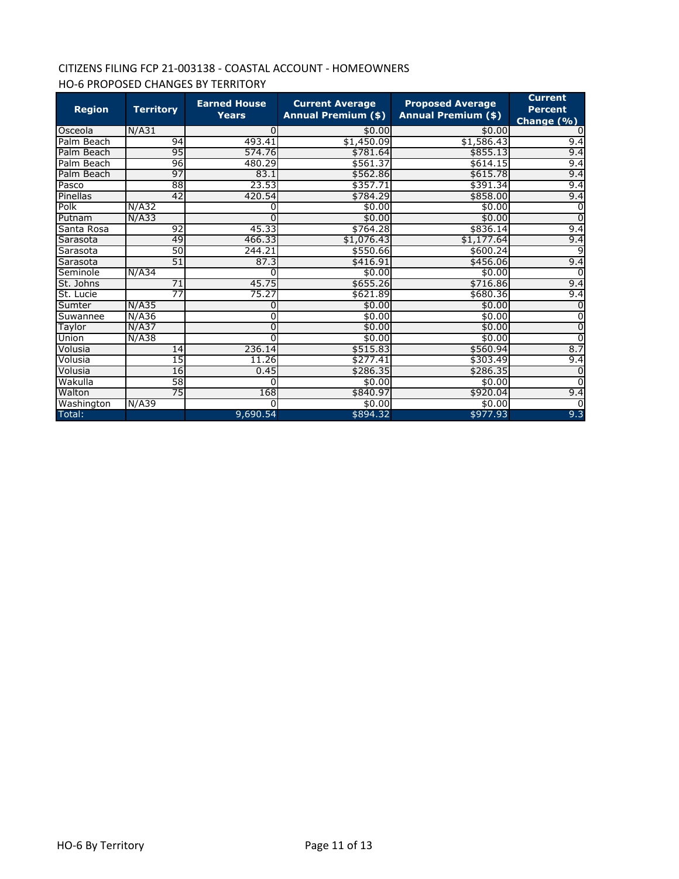CITIZENS FILING FCP 21-003138 - COASTAL ACCOUNT - HOMEOWNERS

HO-6 PROPOSED CHANGES BY TERRITORY

| Region | Territory | Earned House Years | Current Average Annual Premium ($) | Proposed Average Annual Premium ($) | Current Percent Change (%) |
|---|---|---|---|---|---|
| Osceola | N/A31 | 0 | $0.00 | $0.00 | 0 |
| Palm Beach | 94 | 493.41 | $1,450.09 | $1,586.43 | 9.4 |
| Palm Beach | 95 | 574.76 | $781.64 | $855.13 | 9.4 |
| Palm Beach | 96 | 480.29 | $561.37 | $614.15 | 9.4 |
| Palm Beach | 97 | 83.1 | $562.86 | $615.78 | 9.4 |
| Pasco | 88 | 23.53 | $357.71 | $391.34 | 9.4 |
| Pinellas | 42 | 420.54 | $784.29 | $858.00 | 9.4 |
| Polk | N/A32 | 0 | $0.00 | $0.00 | 0 |
| Putnam | N/A33 | 0 | $0.00 | $0.00 | 0 |
| Santa Rosa | 92 | 45.33 | $764.28 | $836.14 | 9.4 |
| Sarasota | 49 | 466.33 | $1,076.43 | $1,177.64 | 9.4 |
| Sarasota | 50 | 244.21 | $550.66 | $600.24 | 9 |
| Sarasota | 51 | 87.3 | $416.91 | $456.06 | 9.4 |
| Seminole | N/A34 | 0 | $0.00 | $0.00 | 0 |
| St. Johns | 71 | 45.75 | $655.26 | $716.86 | 9.4 |
| St. Lucie | 77 | 75.27 | $621.89 | $680.36 | 9.4 |
| Sumter | N/A35 | 0 | $0.00 | $0.00 | 0 |
| Suwannee | N/A36 | 0 | $0.00 | $0.00 | 0 |
| Taylor | N/A37 | 0 | $0.00 | $0.00 | 0 |
| Union | N/A38 | 0 | $0.00 | $0.00 | 0 |
| Volusia | 14 | 236.14 | $515.83 | $560.94 | 8.7 |
| Volusia | 15 | 11.26 | $277.41 | $303.49 | 9.4 |
| Volusia | 16 | 0.45 | $286.35 | $286.35 | 0 |
| Wakulla | 58 | 0 | $0.00 | $0.00 | 0 |
| Walton | 75 | 168 | $840.97 | $920.04 | 9.4 |
| Washington | N/A39 | 0 | $0.00 | $0.00 | 0 |
| Total: | | 9,690.54 | $894.32 | $977.93 | 9.3 |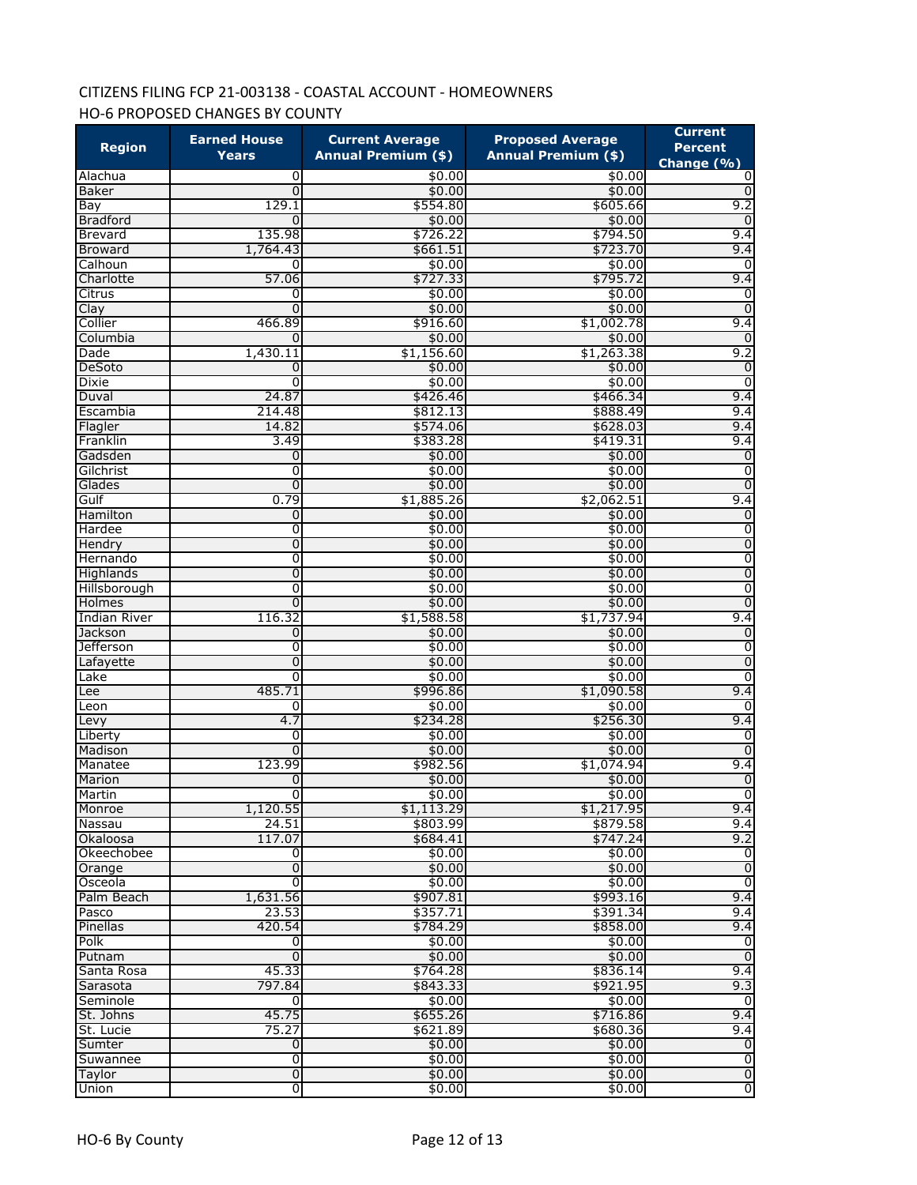CITIZENS FILING FCP 21-003138 - COASTAL ACCOUNT - HOMEOWNERS

HO-6 PROPOSED CHANGES BY COUNTY

| Region | Earned House Years | Current Average Annual Premium ($) | Proposed Average Annual Premium ($) | Current Percent Change (%) |
|---|---|---|---|---|
| Alachua | 0 | $0.00 | $0.00 | 0 |
| Baker | 0 | $0.00 | $0.00 | 0 |
| Bay | 129.1 | $554.80 | $605.66 | 9.2 |
| Bradford | 0 | $0.00 | $0.00 | 0 |
| Brevard | 135.98 | $726.22 | $794.50 | 9.4 |
| Broward | 1,764.43 | $661.51 | $723.70 | 9.4 |
| Calhoun | 0 | $0.00 | $0.00 | 0 |
| Charlotte | 57.06 | $727.33 | $795.72 | 9.4 |
| Citrus | 0 | $0.00 | $0.00 | 0 |
| Clay | 0 | $0.00 | $0.00 | 0 |
| Collier | 466.89 | $916.60 | $1,002.78 | 9.4 |
| Columbia | 0 | $0.00 | $0.00 | 0 |
| Dade | 1,430.11 | $1,156.60 | $1,263.38 | 9.2 |
| DeSoto | 0 | $0.00 | $0.00 | 0 |
| Dixie | 0 | $0.00 | $0.00 | 0 |
| Duval | 24.87 | $426.46 | $466.34 | 9.4 |
| Escambia | 214.48 | $812.13 | $888.49 | 9.4 |
| Flagler | 14.82 | $574.06 | $628.03 | 9.4 |
| Franklin | 3.49 | $383.28 | $419.31 | 9.4 |
| Gadsden | 0 | $0.00 | $0.00 | 0 |
| Gilchrist | 0 | $0.00 | $0.00 | 0 |
| Glades | 0 | $0.00 | $0.00 | 0 |
| Gulf | 0.79 | $1,885.26 | $2,062.51 | 9.4 |
| Hamilton | 0 | $0.00 | $0.00 | 0 |
| Hardee | 0 | $0.00 | $0.00 | 0 |
| Hendry | 0 | $0.00 | $0.00 | 0 |
| Hernando | 0 | $0.00 | $0.00 | 0 |
| Highlands | 0 | $0.00 | $0.00 | 0 |
| Hillsborough | 0 | $0.00 | $0.00 | 0 |
| Holmes | 0 | $0.00 | $0.00 | 0 |
| Indian River | 116.32 | $1,588.58 | $1,737.94 | 9.4 |
| Jackson | 0 | $0.00 | $0.00 | 0 |
| Jefferson | 0 | $0.00 | $0.00 | 0 |
| Lafayette | 0 | $0.00 | $0.00 | 0 |
| Lake | 0 | $0.00 | $0.00 | 0 |
| Lee | 485.71 | $996.86 | $1,090.58 | 9.4 |
| Leon | 0 | $0.00 | $0.00 | 0 |
| Levy | 4.7 | $234.28 | $256.30 | 9.4 |
| Liberty | 0 | $0.00 | $0.00 | 0 |
| Madison | 0 | $0.00 | $0.00 | 0 |
| Manatee | 123.99 | $982.56 | $1,074.94 | 9.4 |
| Marion | 0 | $0.00 | $0.00 | 0 |
| Martin | 0 | $0.00 | $0.00 | 0 |
| Monroe | 1,120.55 | $1,113.29 | $1,217.95 | 9.4 |
| Nassau | 24.51 | $803.99 | $879.58 | 9.4 |
| Okaloosa | 117.07 | $684.41 | $747.24 | 9.2 |
| Okeechobee | 0 | $0.00 | $0.00 | 0 |
| Orange | 0 | $0.00 | $0.00 | 0 |
| Osceola | 0 | $0.00 | $0.00 | 0 |
| Palm Beach | 1,631.56 | $907.81 | $993.16 | 9.4 |
| Pasco | 23.53 | $357.71 | $391.34 | 9.4 |
| Pinellas | 420.54 | $784.29 | $858.00 | 9.4 |
| Polk | 0 | $0.00 | $0.00 | 0 |
| Putnam | 0 | $0.00 | $0.00 | 0 |
| Santa Rosa | 45.33 | $764.28 | $836.14 | 9.4 |
| Sarasota | 797.84 | $843.33 | $921.95 | 9.3 |
| Seminole | 0 | $0.00 | $0.00 | 0 |
| St. Johns | 45.75 | $655.26 | $716.86 | 9.4 |
| St. Lucie | 75.27 | $621.89 | $680.36 | 9.4 |
| Sumter | 0 | $0.00 | $0.00 | 0 |
| Suwannee | 0 | $0.00 | $0.00 | 0 |
| Taylor | 0 | $0.00 | $0.00 | 0 |
| Union | 0 | $0.00 | $0.00 | 0 |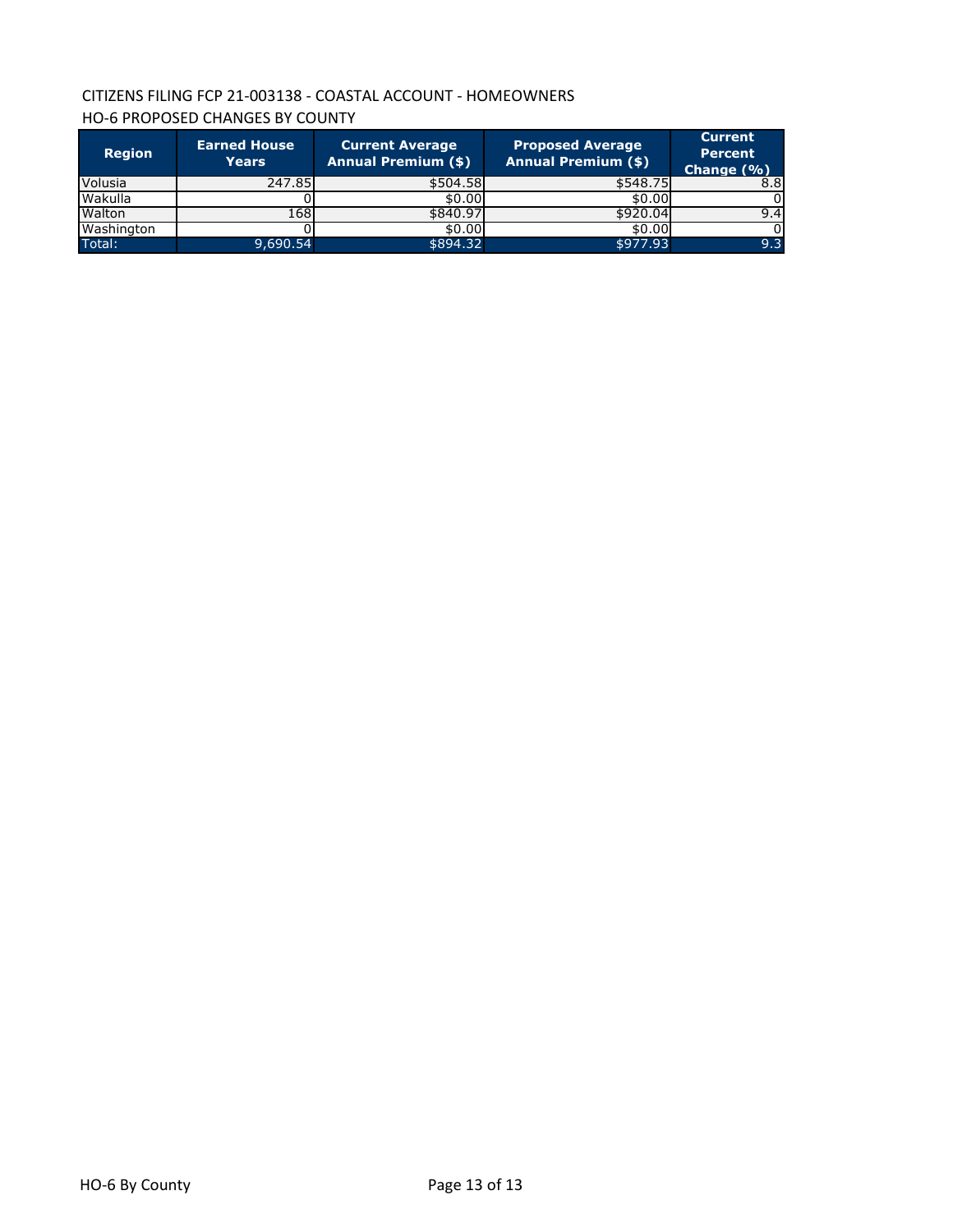CITIZENS FILING FCP 21-003138 - COASTAL ACCOUNT - HOMEOWNERS

HO-6 PROPOSED CHANGES BY COUNTY

| Region | Earned House Years | Current Average Annual Premium ($) | Proposed Average Annual Premium ($) | Current Percent Change (%) |
|---|---|---|---|---|
| Volusia | 247.85 | $504.58 | $548.75 | 8.8 |
| Wakulla | 0 | $0.00 | $0.00 | 0 |
| Walton | 168 | $840.97 | $920.04 | 9.4 |
| Washington | 0 | $0.00 | $0.00 | 0 |
| Total: | 9,690.54 | $894.32 | $977.93 | 9.3 |

HO-6 By County